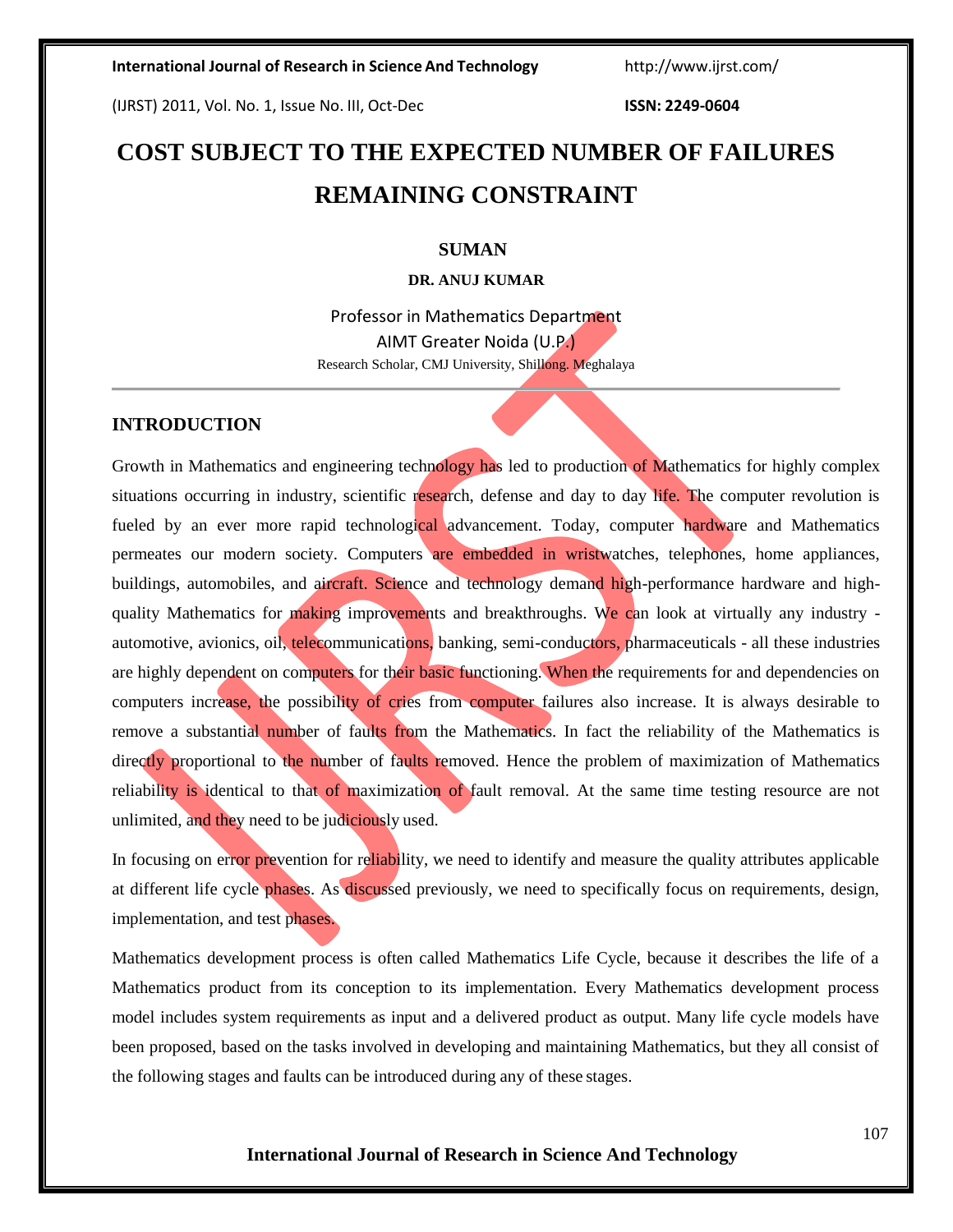# COST SUBJECT TO THE EXPECTED NUMBER OF FAILURES REMAINING CONSTRAINT

**SUMAN**

**DR. ANUJ KUMAR**

Professor in Mathematics Department
AIMT Greater Noida (U.P.)
Research Scholar, CMJ University, Shillong. Meghalaya

## INTRODUCTION

Growth in Mathematics and engineering technology has led to production of Mathematics for highly complex situations occurring in industry, scientific research, defense and day to day life. The computer revolution is fueled by an ever more rapid technological advancement. Today, computer hardware and Mathematics permeates our modern society. Computers are embedded in wristwatches, telephones, home appliances, buildings, automobiles, and aircraft. Science and technology demand high-performance hardware and high-quality Mathematics for making improvements and breakthroughs. We can look at virtually any industry - automotive, avionics, oil, telecommunications, banking, semi-conductors, pharmaceuticals - all these industries are highly dependent on computers for their basic functioning. When the requirements for and dependencies on computers increase, the possibility of cries from computer failures also increase. It is always desirable to remove a substantial number of faults from the Mathematics. In fact the reliability of the Mathematics is directly proportional to the number of faults removed. Hence the problem of maximization of Mathematics reliability is identical to that of maximization of fault removal. At the same time testing resource are not unlimited, and they need to be judiciously used.

In focusing on error prevention for reliability, we need to identify and measure the quality attributes applicable at different life cycle phases. As discussed previously, we need to specifically focus on requirements, design, implementation, and test phases.

Mathematics development process is often called Mathematics Life Cycle, because it describes the life of a Mathematics product from its conception to its implementation. Every Mathematics development process model includes system requirements as input and a delivered product as output. Many life cycle models have been proposed, based on the tasks involved in developing and maintaining Mathematics, but they all consist of the following stages and faults can be introduced during any of these stages.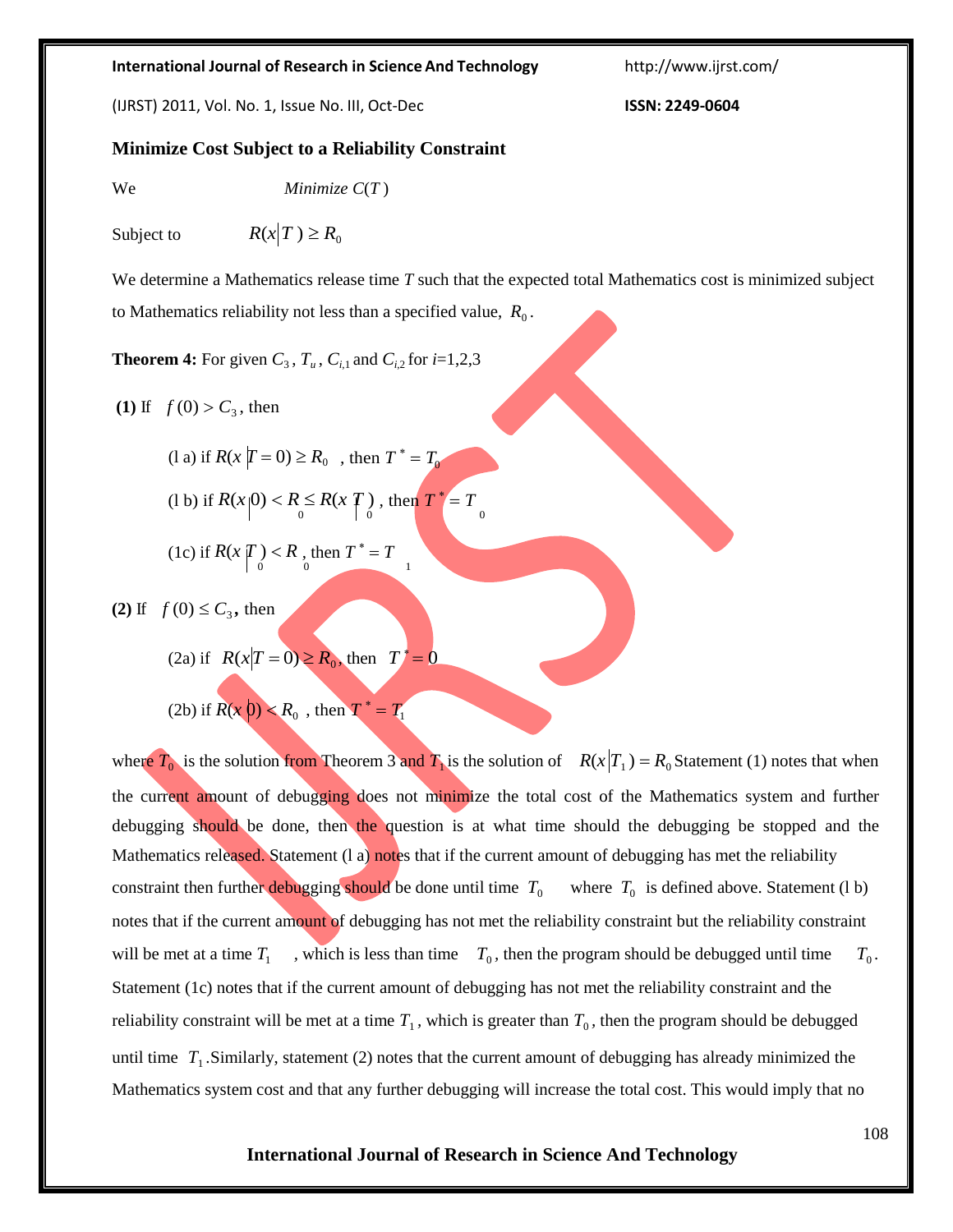**Minimize Cost Subject to a Reliability Constraint**

We $\quad$ *Minimize* $C(T)$

Subject to $\quad R(x|T) \geq R_0$

We determine a Mathematics release time $T$ such that the expected total Mathematics cost is minimized subject to Mathematics reliability not less than a specified value, $R_0$.

**Theorem 4:** For given $C_3$, $T_u$, $C_{i,1}$ and $C_{i,2}$ for $i$=1,2,3

**(1)** If $f(0) > C_3$, then

(l a) if $R(x|T=0) \geq R_0$ , then $T^* = T_0$

(l b) if $R(x|0) < R_0 \leq R(x|T_0)$ , then $T^* = T_0$

(1c) if $R(x|T_0) < R_0$ , then $T^* = T_1$

**(2)** If $f(0) \leq C_3$, then

(2a) if $R(x|T=0) \geq R_0$, then $T^* = 0$

(2b) if $R(x|0) < R_0$ , then $T^* = T_1$

where $T_0$ is the solution from Theorem 3 and $T_1$ is the solution of $R(x|T_1) = R_0$ Statement (1) notes that when the current amount of debugging does not minimize the total cost of the Mathematics system and further debugging should be done, then the question is at what time should the debugging be stopped and the Mathematics released. Statement (l a) notes that if the current amount of debugging has met the reliability constraint then further debugging should be done until time $T_0$ where $T_0$ is defined above. Statement (l b) notes that if the current amount of debugging has not met the reliability constraint but the reliability constraint will be met at a time $T_1$ , which is less than time $T_0$, then the program should be debugged until time $T_0$. Statement (1c) notes that if the current amount of debugging has not met the reliability constraint and the reliability constraint will be met at a time $T_1$, which is greater than $T_0$, then the program should be debugged until time $T_1$.Similarly, statement (2) notes that the current amount of debugging has already minimized the Mathematics system cost and that any further debugging will increase the total cost. This would imply that no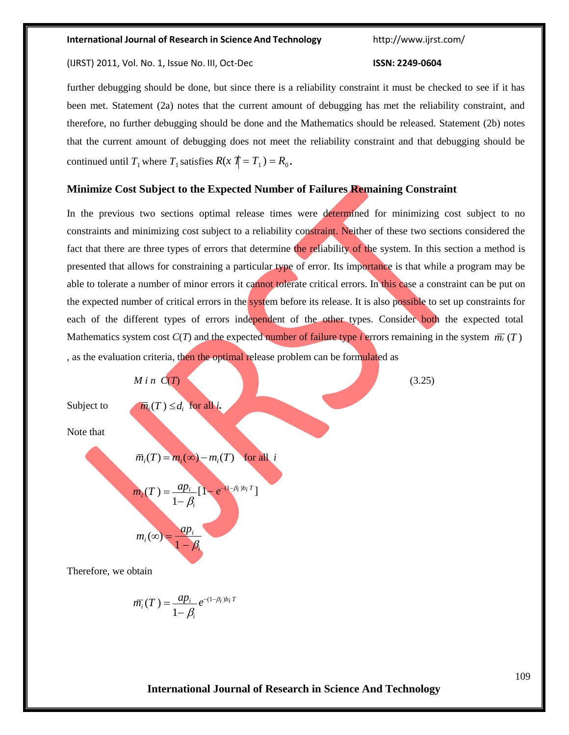further debugging should be done, but since there is a reliability constraint it must be checked to see if it has been met. Statement (2a) notes that the current amount of debugging has met the reliability constraint, and therefore, no further debugging should be done and the Mathematics should be released. Statement (2b) notes that the current amount of debugging does not meet the reliability constraint and that debugging should be continued until $T_1$ where $T_1$ satisfies $R(x | T = T_1) = R_0$.

**Minimize Cost Subject to the Expected Number of Failures Remaining Constraint**

In the previous two sections optimal release times were determined for minimizing cost subject to no constraints and minimizing cost subject to a reliability constraint. Neither of these two sections considered the fact that there are three types of errors that determine the reliability of the system. In this section a method is presented that allows for constraining a particular type of error. Its importance is that while a program may be able to tolerate a number of minor errors it cannot tolerate critical errors. In this case a constraint can be put on the expected number of critical errors in the system before its release. It is also possible to set up constraints for each of the different types of errors independent of the other types. Consider both the expected total Mathematics system cost $C(T)$ and the expected number of failure type *i* errors remaining in the system $\overline{m_i}(T)$, as the evaluation criteria, then the optimal release problem can be formulated as

$$Min \; C(T) \tag{3.25}$$

Subject to $\quad \overline{m}_i(T) \le d_i$ for all *i*.

Note that

$$\overline{m}_i(T) = m_i(\infty) - m_i(T) \quad \text{for all } i$$

$$m_i(T) = \frac{ap_i}{1-\beta_i}[1 - e^{-(1-\beta_i)b_i T}]$$

$$m_i(\infty) = \frac{ap_i}{1-\beta_i}$$

Therefore, we obtain

$$\overline{m_i}(T) = \frac{ap_i}{1-\beta_i} e^{-(1-\beta_i)b_i T}$$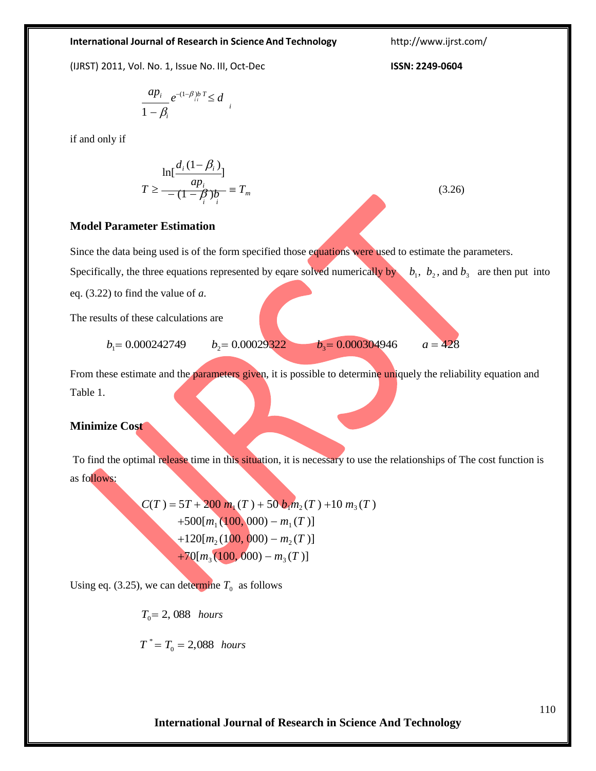$$\frac{ap_i}{1-\beta_i} e^{-(1-\beta_i)b_i T} \le d_i$$

if and only if

$$T \ge \frac{\ln[\frac{d_i(1-\beta_i)}{ap_i}]}{-(1-\beta_i)b_i} \equiv T_m \tag{3.26}$$

### Model Parameter Estimation

Since the data being used is of the form specified those equations were used to estimate the parameters. Specifically, the three equations represented by eqare solved numerically by $b_1$, $b_2$, and $b_3$ are then put into eq. (3.22) to find the value of *a*.

The results of these calculations are

$b_1$= 0.000242749 $\quad$ $b_2$= 0.00029322 $\quad$ $b_3$= 0.000304946 $\quad$ $a$ = 428

From these estimate and the parameters given, it is possible to determine uniquely the reliability equation and Table 1.

### Minimize Cost

To find the optimal release time in this situation, it is necessary to use the relationships of The cost function is as follows:

$$\begin{aligned} C(T) = {} & 5T + 200\, m_1(T) + 50\, b_1 m_2(T) + 10\, m_3(T) \\ & + 500[m_1(100,000) - m_1(T)] \\ & + 120[m_2(100,000) - m_2(T)] \\ & + 70[m_3(100,000) - m_3(T)] \end{aligned}$$

Using eq. (3.25), we can determine $T_0$ as follows

$T_0$= 2, 088 *hours*

$T^*$= $T_0$ = 2,088 *hours*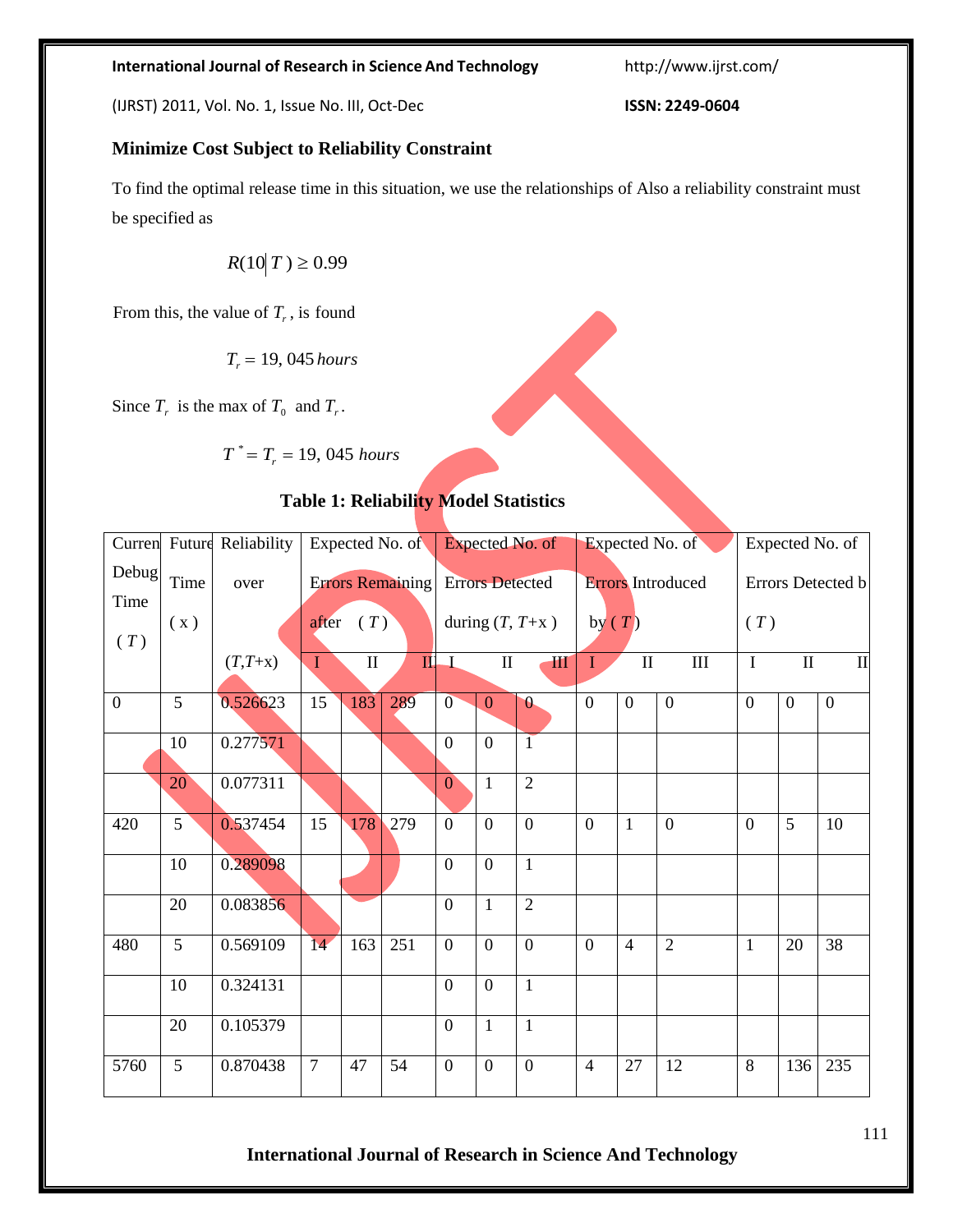### Minimize Cost Subject to Reliability Constraint

To find the optimal release time in this situation, we use the relationships of Also a reliability constraint must be specified as

$$R(10|T) \geq 0.99$$

From this, the value of $T_r$, is found

$$T_r = 19,045\,hours$$

Since $T_r$ is the max of $T_0$ and $T_r$.

$$T^* = T_r = 19,045\ hours$$

**Table 1: Reliability Model Statistics**

| Current Debug Time ( $T$ ) | Future Time ( x ) | Reliability over ($T$,$T$+x) | Expected No. of Errors Remaining after ( $T$ ) | | | Expected No. of Errors Detected during ($T$, $T$+x ) | | | Expected No. of Errors Introduced by ( $T$ ) | | | Expected No. of Errors Detected by ( $T$ ) | | |
|---|---|---|---|---|---|---|---|---|---|---|---|---|---|---|
| | | | I | II | III | I | II | III | I | II | III | I | II | III |
| 0 | 5 | 0.526623 | 15 | 183 | 289 | 0 | 0 | 0 | 0 | 0 | 0 | 0 | 0 | 0 |
| | 10 | 0.277571 | | | | 0 | 0 | 1 | | | | | | |
| | 20 | 0.077311 | | | | 0 | 1 | 2 | | | | | | |
| 420 | 5 | 0.537454 | 15 | 178 | 279 | 0 | 0 | 0 | 0 | 1 | 0 | 0 | 5 | 10 |
| | 10 | 0.289098 | | | | 0 | 0 | 1 | | | | | | |
| | 20 | 0.083856 | | | | 0 | 1 | 2 | | | | | | |
| 480 | 5 | 0.569109 | 14 | 163 | 251 | 0 | 0 | 0 | 0 | 4 | 2 | 1 | 20 | 38 |
| | 10 | 0.324131 | | | | 0 | 0 | 1 | | | | | | |
| | 20 | 0.105379 | | | | 0 | 1 | 1 | | | | | | |
| 5760 | 5 | 0.870438 | 7 | 47 | 54 | 0 | 0 | 0 | 4 | 27 | 12 | 8 | 136 | 235 |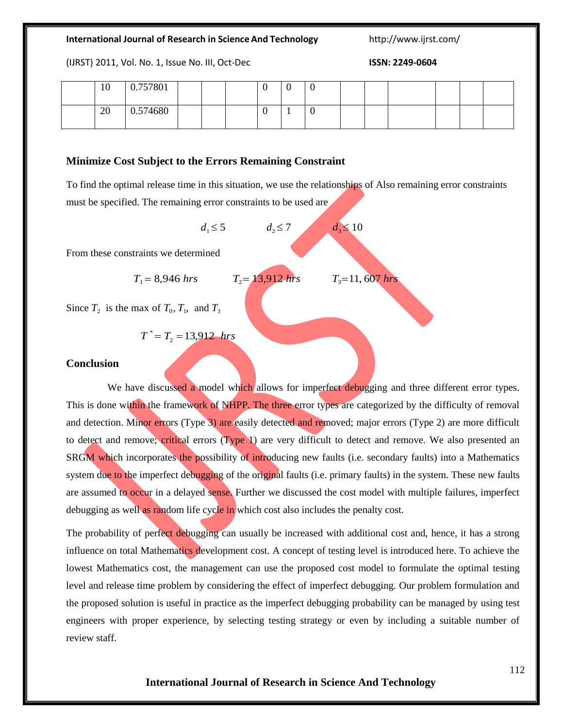| | | | | | | | | | | | | | | |
|---|---|---|---|---|---|---|---|---|---|---|---|---|---|---|
| | 10 | 0.757801 | | | | 0 | 0 | 0 | | | | | | |
| | 20 | 0.574680 | | | | 0 | 1 | 0 | | | | | | |

### Minimize Cost Subject to the Errors Remaining Constraint

To find the optimal release time in this situation, we use the relationships of Also remaining error constraints must be specified. The remaining error constraints to be used are

$$d_1 \leq 5 \qquad d_2 \leq 7 \qquad d_3 \leq 10$$

From these constraints we determined

$$T_1 = 8{,}946\ hrs \qquad T_2 = 13{,}912\ hrs \qquad T_3 = 11{,}607\ hrs$$

Since $T_2$ is the max of $T_0, T_1,$ and $T_3$

$$T^* = T_2 = 13{,}912\ \ hrs$$

### Conclusion

We have discussed a model which allows for imperfect debugging and three different error types. This is done within the framework of NHPP. The three error types are categorized by the difficulty of removal and detection. Minor errors (Type 3) are easily detected and removed; major errors (Type 2) are more difficult to detect and remove; critical errors (Type 1) are very difficult to detect and remove. We also presented an SRGM which incorporates the possibility of introducing new faults (i.e. secondary faults) into a Mathematics system due to the imperfect debugging of the original faults (i.e. primary faults) in the system. These new faults are assumed to occur in a delayed sense. Further we discussed the cost model with multiple failures, imperfect debugging as well as random life cycle in which cost also includes the penalty cost.

The probability of perfect debugging can usually be increased with additional cost and, hence, it has a strong influence on total Mathematics development cost. A concept of testing level is introduced here. To achieve the lowest Mathematics cost, the management can use the proposed cost model to formulate the optimal testing level and release time problem by considering the effect of imperfect debugging. Our problem formulation and the proposed solution is useful in practice as the imperfect debugging probability can be managed by using test engineers with proper experience, by selecting testing strategy or even by including a suitable number of review staff.